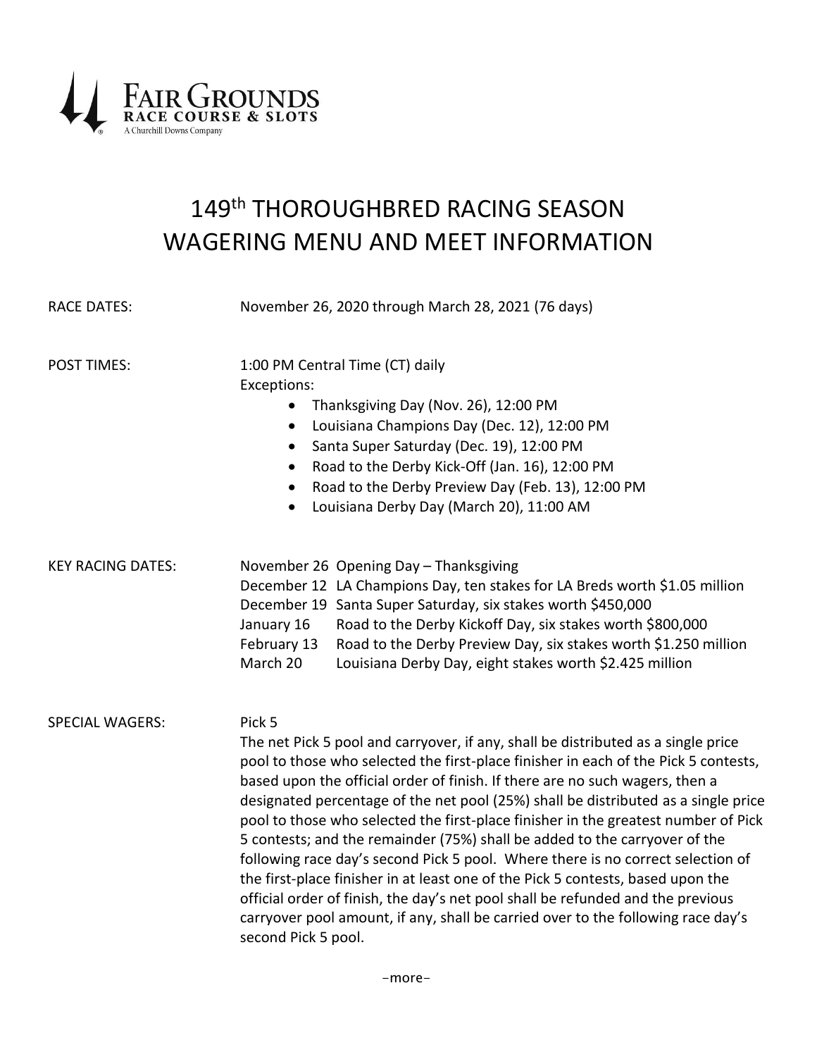Fair Grounds Race Course & Slots
A Churchill Downs Company

# 149th THOROUGHBRED RACING SEASON WAGERING MENU AND MEET INFORMATION

RACE DATES: November 26, 2020 through March 28, 2021 (76 days)

POST TIMES: 1:00 PM Central Time (CT) daily

Exceptions:

- Thanksgiving Day (Nov. 26), 12:00 PM
- Louisiana Champions Day (Dec. 12), 12:00 PM
- Santa Super Saturday (Dec. 19), 12:00 PM
- Road to the Derby Kick-Off (Jan. 16), 12:00 PM
- Road to the Derby Preview Day (Feb. 13), 12:00 PM
- Louisiana Derby Day (March 20), 11:00 AM

KEY RACING DATES:

| | |
|---|---|
| November 26 | Opening Day – Thanksgiving |
| December 12 | LA Champions Day, ten stakes for LA Breds worth $1.05 million |
| December 19 | Santa Super Saturday, six stakes worth $450,000 |
| January 16 | Road to the Derby Kickoff Day, six stakes worth $800,000 |
| February 13 | Road to the Derby Preview Day, six stakes worth $1.250 million |
| March 20 | Louisiana Derby Day, eight stakes worth $2.425 million |

SPECIAL WAGERS:

Pick 5

The net Pick 5 pool and carryover, if any, shall be distributed as a single price pool to those who selected the first-place finisher in each of the Pick 5 contests, based upon the official order of finish. If there are no such wagers, then a designated percentage of the net pool (25%) shall be distributed as a single price pool to those who selected the first-place finisher in the greatest number of Pick 5 contests; and the remainder (75%) shall be added to the carryover of the following race day's second Pick 5 pool. Where there is no correct selection of the first-place finisher in at least one of the Pick 5 contests, based upon the official order of finish, the day's net pool shall be refunded and the previous carryover pool amount, if any, shall be carried over to the following race day's second Pick 5 pool.

-more-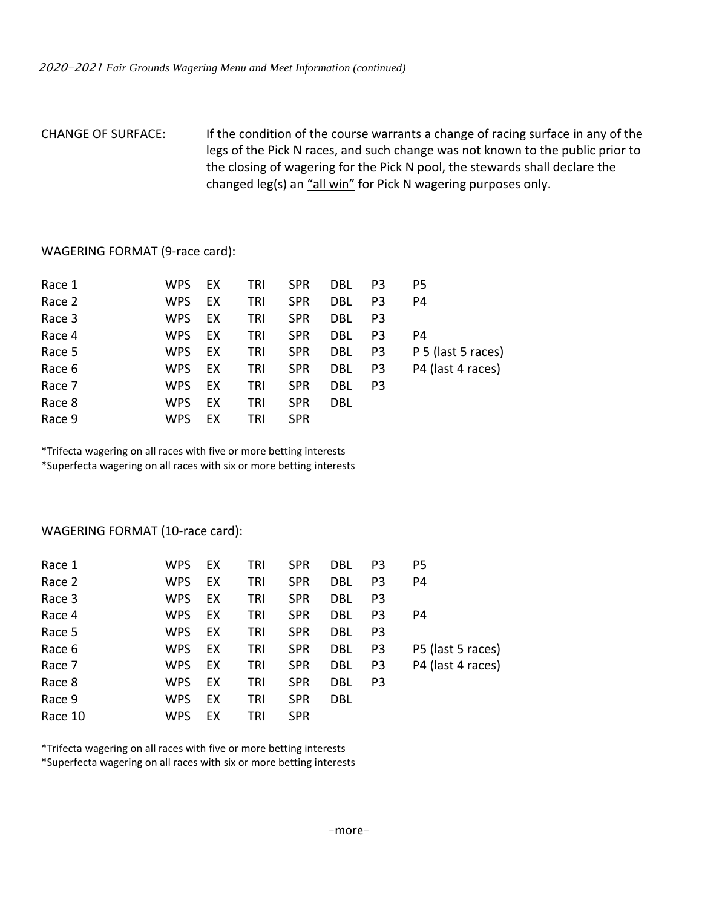*2020-2021 Fair Grounds Wagering Menu and Meet Information (continued)*

CHANGE OF SURFACE: If the condition of the course warrants a change of racing surface in any of the legs of the Pick N races, and such change was not known to the public prior to the closing of wagering for the Pick N pool, the stewards shall declare the changed leg(s) an <u>"all win"</u> for Pick N wagering purposes only.

WAGERING FORMAT (9-race card):

| | | | | | | | |
|---|---|---|---|---|---|---|---|
| Race 1 | WPS | EX | TRI | SPR | DBL | P3 | P5 |
| Race 2 | WPS | EX | TRI | SPR | DBL | P3 | P4 |
| Race 3 | WPS | EX | TRI | SPR | DBL | P3 | |
| Race 4 | WPS | EX | TRI | SPR | DBL | P3 | P4 |
| Race 5 | WPS | EX | TRI | SPR | DBL | P3 | P 5 (last 5 races) |
| Race 6 | WPS | EX | TRI | SPR | DBL | P3 | P4 (last 4 races) |
| Race 7 | WPS | EX | TRI | SPR | DBL | P3 | |
| Race 8 | WPS | EX | TRI | SPR | DBL | | |
| Race 9 | WPS | EX | TRI | SPR | | | |

*Trifecta wagering on all races with five or more betting interests
*Superfecta wagering on all races with six or more betting interests

WAGERING FORMAT (10-race card):

| | | | | | | | |
|---|---|---|---|---|---|---|---|
| Race 1 | WPS | EX | TRI | SPR | DBL | P3 | P5 |
| Race 2 | WPS | EX | TRI | SPR | DBL | P3 | P4 |
| Race 3 | WPS | EX | TRI | SPR | DBL | P3 | |
| Race 4 | WPS | EX | TRI | SPR | DBL | P3 | P4 |
| Race 5 | WPS | EX | TRI | SPR | DBL | P3 | |
| Race 6 | WPS | EX | TRI | SPR | DBL | P3 | P5 (last 5 races) |
| Race 7 | WPS | EX | TRI | SPR | DBL | P3 | P4 (last 4 races) |
| Race 8 | WPS | EX | TRI | SPR | DBL | P3 | |
| Race 9 | WPS | EX | TRI | SPR | DBL | | |
| Race 10 | WPS | EX | TRI | SPR | | | |

*Trifecta wagering on all races with five or more betting interests
*Superfecta wagering on all races with six or more betting interests

-more-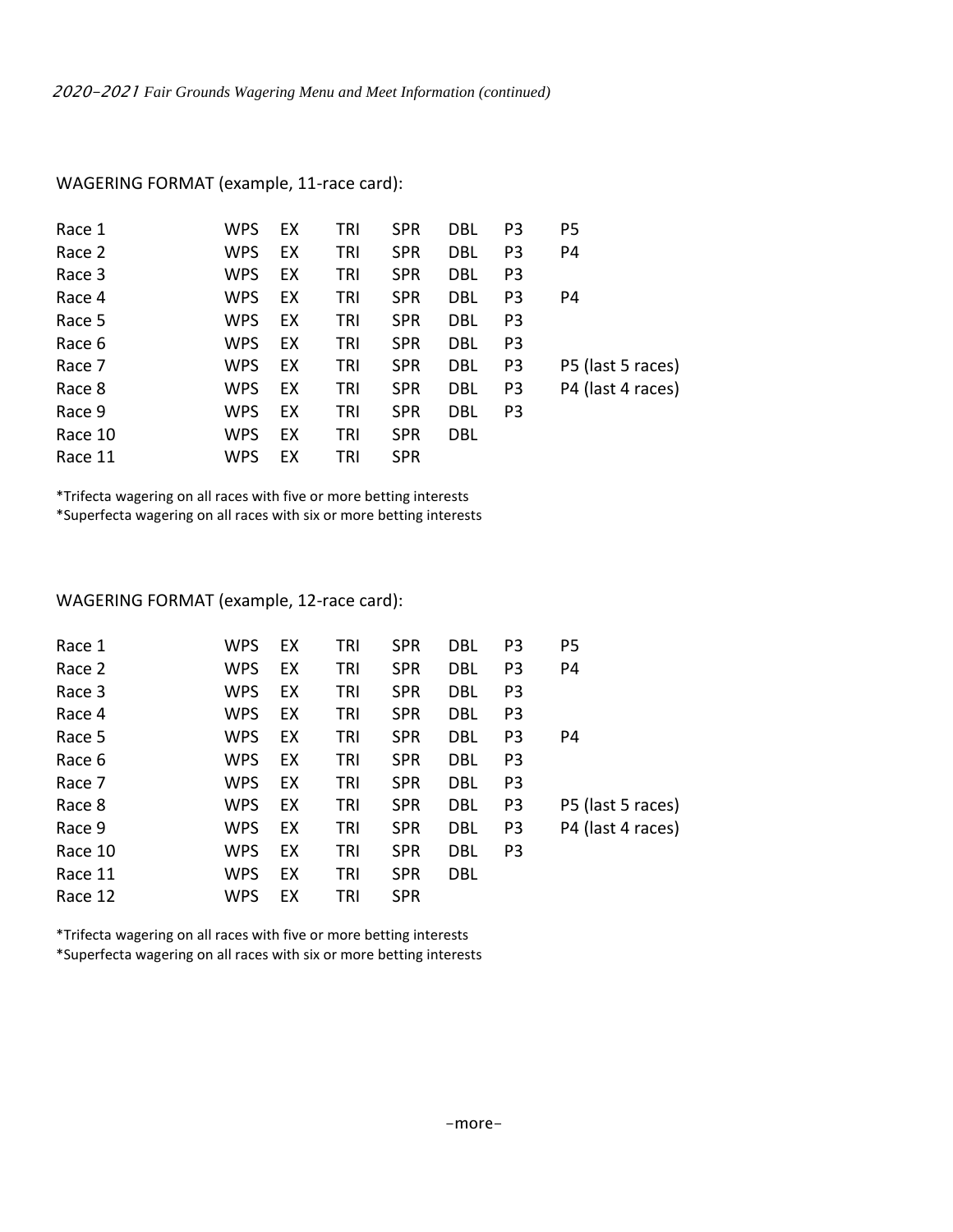*2020-2021 Fair Grounds Wagering Menu and Meet Information (continued)*

WAGERING FORMAT (example, 11-race card):

| | | | | | | | |
|---|---|---|---|---|---|---|---|
| Race 1 | WPS | EX | TRI | SPR | DBL | P3 | P5 |
| Race 2 | WPS | EX | TRI | SPR | DBL | P3 | P4 |
| Race 3 | WPS | EX | TRI | SPR | DBL | P3 | |
| Race 4 | WPS | EX | TRI | SPR | DBL | P3 | P4 |
| Race 5 | WPS | EX | TRI | SPR | DBL | P3 | |
| Race 6 | WPS | EX | TRI | SPR | DBL | P3 | |
| Race 7 | WPS | EX | TRI | SPR | DBL | P3 | P5 (last 5 races) |
| Race 8 | WPS | EX | TRI | SPR | DBL | P3 | P4 (last 4 races) |
| Race 9 | WPS | EX | TRI | SPR | DBL | P3 | |
| Race 10 | WPS | EX | TRI | SPR | DBL | | |
| Race 11 | WPS | EX | TRI | SPR | | | |

*Trifecta wagering on all races with five or more betting interests
*Superfecta wagering on all races with six or more betting interests

WAGERING FORMAT (example, 12-race card):

| | | | | | | | |
|---|---|---|---|---|---|---|---|
| Race 1 | WPS | EX | TRI | SPR | DBL | P3 | P5 |
| Race 2 | WPS | EX | TRI | SPR | DBL | P3 | P4 |
| Race 3 | WPS | EX | TRI | SPR | DBL | P3 | |
| Race 4 | WPS | EX | TRI | SPR | DBL | P3 | |
| Race 5 | WPS | EX | TRI | SPR | DBL | P3 | P4 |
| Race 6 | WPS | EX | TRI | SPR | DBL | P3 | |
| Race 7 | WPS | EX | TRI | SPR | DBL | P3 | |
| Race 8 | WPS | EX | TRI | SPR | DBL | P3 | P5 (last 5 races) |
| Race 9 | WPS | EX | TRI | SPR | DBL | P3 | P4 (last 4 races) |
| Race 10 | WPS | EX | TRI | SPR | DBL | P3 | |
| Race 11 | WPS | EX | TRI | SPR | DBL | | |
| Race 12 | WPS | EX | TRI | SPR | | | |

*Trifecta wagering on all races with five or more betting interests
*Superfecta wagering on all races with six or more betting interests

-more-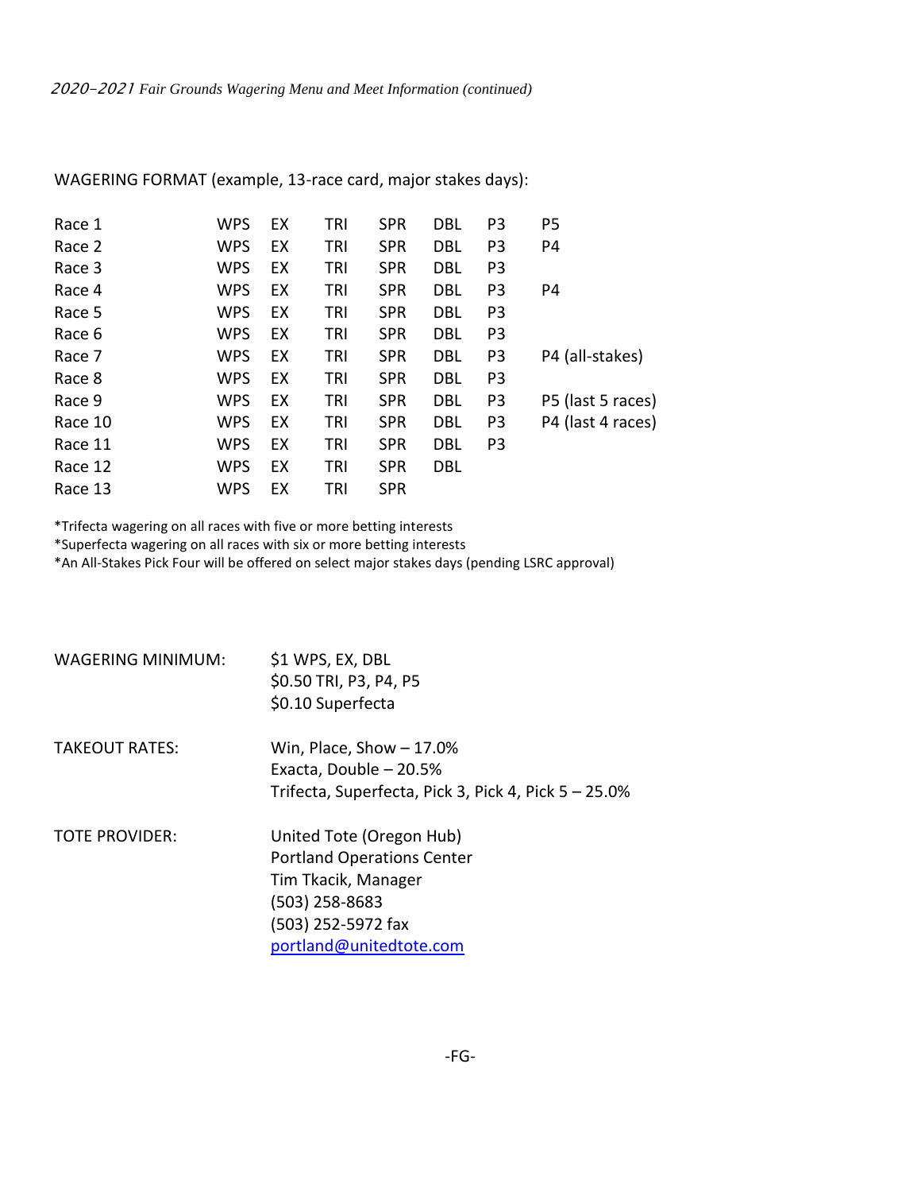*2020-2021 Fair Grounds Wagering Menu and Meet Information (continued)*

WAGERING FORMAT (example, 13-race card, major stakes days):

| | | | | | | | |
|---|---|---|---|---|---|---|---|
| Race 1 | WPS | EX | TRI | SPR | DBL | P3 | P5 |
| Race 2 | WPS | EX | TRI | SPR | DBL | P3 | P4 |
| Race 3 | WPS | EX | TRI | SPR | DBL | P3 | |
| Race 4 | WPS | EX | TRI | SPR | DBL | P3 | P4 |
| Race 5 | WPS | EX | TRI | SPR | DBL | P3 | |
| Race 6 | WPS | EX | TRI | SPR | DBL | P3 | |
| Race 7 | WPS | EX | TRI | SPR | DBL | P3 | P4 (all-stakes) |
| Race 8 | WPS | EX | TRI | SPR | DBL | P3 | |
| Race 9 | WPS | EX | TRI | SPR | DBL | P3 | P5 (last 5 races) |
| Race 10 | WPS | EX | TRI | SPR | DBL | P3 | P4 (last 4 races) |
| Race 11 | WPS | EX | TRI | SPR | DBL | P3 | |
| Race 12 | WPS | EX | TRI | SPR | DBL | | |
| Race 13 | WPS | EX | TRI | SPR | | | |

*Trifecta wagering on all races with five or more betting interests
*Superfecta wagering on all races with six or more betting interests
*An All-Stakes Pick Four will be offered on select major stakes days (pending LSRC approval)

| | |
|---|---|
| WAGERING MINIMUM: | \$1 WPS, EX, DBL<br>\$0.50 TRI, P3, P4, P5<br>\$0.10 Superfecta |
| TAKEOUT RATES: | Win, Place, Show – 17.0%<br>Exacta, Double – 20.5%<br>Trifecta, Superfecta, Pick 3, Pick 4, Pick 5 – 25.0% |
| TOTE PROVIDER: | United Tote (Oregon Hub)<br>Portland Operations Center<br>Tim Tkacik, Manager<br>(503) 258-8683<br>(503) 252-5972 fax<br>portland@unitedtote.com |

-FG-